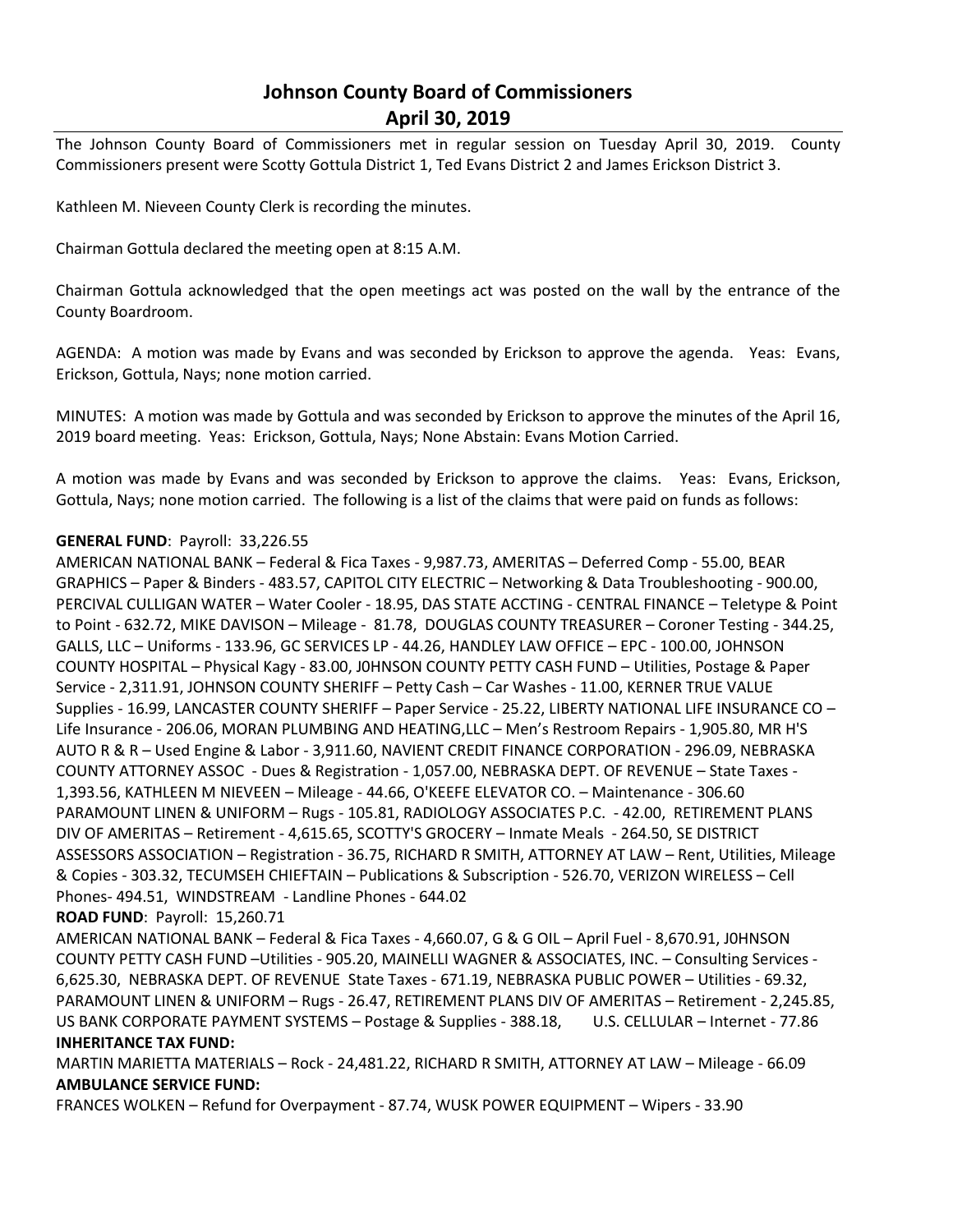# Johnson County Board of Commissioners
## April 30, 2019

The Johnson County Board of Commissioners met in regular session on Tuesday April 30, 2019. County Commissioners present were Scotty Gottula District 1, Ted Evans District 2 and James Erickson District 3.

Kathleen M. Nieveen County Clerk is recording the minutes.

Chairman Gottula declared the meeting open at 8:15 A.M.

Chairman Gottula acknowledged that the open meetings act was posted on the wall by the entrance of the County Boardroom.

AGENDA: A motion was made by Evans and was seconded by Erickson to approve the agenda. Yeas: Evans, Erickson, Gottula, Nays; none motion carried.

MINUTES: A motion was made by Gottula and was seconded by Erickson to approve the minutes of the April 16, 2019 board meeting. Yeas: Erickson, Gottula, Nays; None Abstain: Evans Motion Carried.

A motion was made by Evans and was seconded by Erickson to approve the claims. Yeas: Evans, Erickson, Gottula, Nays; none motion carried. The following is a list of the claims that were paid on funds as follows:

**GENERAL FUND**: Payroll: 33,226.55
AMERICAN NATIONAL BANK – Federal & Fica Taxes - 9,987.73, AMERITAS – Deferred Comp - 55.00, BEAR GRAPHICS – Paper & Binders - 483.57, CAPITOL CITY ELECTRIC – Networking & Data Troubleshooting - 900.00, PERCIVAL CULLIGAN WATER – Water Cooler - 18.95, DAS STATE ACCTING - CENTRAL FINANCE – Teletype & Point to Point - 632.72, MIKE DAVISON – Mileage - 81.78, DOUGLAS COUNTY TREASURER – Coroner Testing - 344.25, GALLS, LLC – Uniforms - 133.96, GC SERVICES LP - 44.26, HANDLEY LAW OFFICE – EPC - 100.00, JOHNSON COUNTY HOSPITAL – Physical Kagy - 83.00, J0HNSON COUNTY PETTY CASH FUND – Utilities, Postage & Paper Service - 2,311.91, JOHNSON COUNTY SHERIFF – Petty Cash – Car Washes - 11.00, KERNER TRUE VALUE Supplies - 16.99, LANCASTER COUNTY SHERIFF – Paper Service - 25.22, LIBERTY NATIONAL LIFE INSURANCE CO – Life Insurance - 206.06, MORAN PLUMBING AND HEATING,LLC – Men's Restroom Repairs - 1,905.80, MR H'S AUTO R & R – Used Engine & Labor - 3,911.60, NAVIENT CREDIT FINANCE CORPORATION - 296.09, NEBRASKA COUNTY ATTORNEY ASSOC - Dues & Registration - 1,057.00, NEBRASKA DEPT. OF REVENUE – State Taxes - 1,393.56, KATHLEEN M NIEVEEN – Mileage - 44.66, O'KEEFE ELEVATOR CO. – Maintenance - 306.60 PARAMOUNT LINEN & UNIFORM – Rugs - 105.81, RADIOLOGY ASSOCIATES P.C. - 42.00, RETIREMENT PLANS DIV OF AMERITAS – Retirement - 4,615.65, SCOTTY'S GROCERY – Inmate Meals - 264.50, SE DISTRICT ASSESSORS ASSOCIATION – Registration - 36.75, RICHARD R SMITH, ATTORNEY AT LAW – Rent, Utilities, Mileage & Copies - 303.32, TECUMSEH CHIEFTAIN – Publications & Subscription - 526.70, VERIZON WIRELESS – Cell Phones- 494.51, WINDSTREAM - Landline Phones - 644.02

**ROAD FUND**: Payroll: 15,260.71
AMERICAN NATIONAL BANK – Federal & Fica Taxes - 4,660.07, G & G OIL – April Fuel - 8,670.91, J0HNSON COUNTY PETTY CASH FUND –Utilities - 905.20, MAINELLI WAGNER & ASSOCIATES, INC. – Consulting Services - 6,625.30, NEBRASKA DEPT. OF REVENUE State Taxes - 671.19, NEBRASKA PUBLIC POWER – Utilities - 69.32, PARAMOUNT LINEN & UNIFORM – Rugs - 26.47, RETIREMENT PLANS DIV OF AMERITAS – Retirement - 2,245.85, US BANK CORPORATE PAYMENT SYSTEMS – Postage & Supplies - 388.18, U.S. CELLULAR – Internet - 77.86

**INHERITANCE TAX FUND:**
MARTIN MARIETTA MATERIALS – Rock - 24,481.22, RICHARD R SMITH, ATTORNEY AT LAW – Mileage - 66.09

**AMBULANCE SERVICE FUND:**
FRANCES WOLKEN – Refund for Overpayment - 87.74, WUSK POWER EQUIPMENT – Wipers - 33.90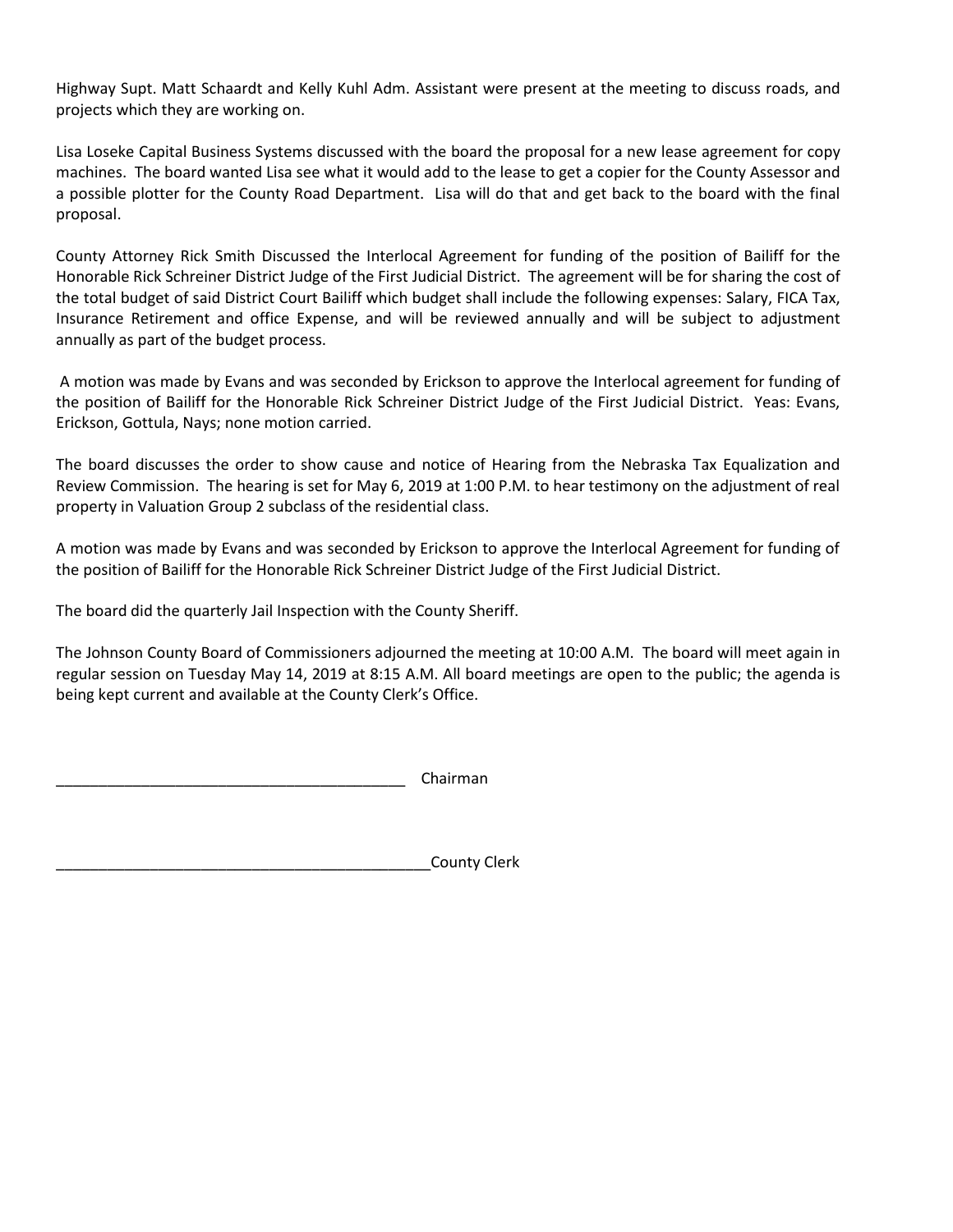Highway Supt. Matt Schaardt and Kelly Kuhl Adm. Assistant were present at the meeting to discuss roads, and projects which they are working on.

Lisa Loseke Capital Business Systems discussed with the board the proposal for a new lease agreement for copy machines. The board wanted Lisa see what it would add to the lease to get a copier for the County Assessor and a possible plotter for the County Road Department. Lisa will do that and get back to the board with the final proposal.

County Attorney Rick Smith Discussed the Interlocal Agreement for funding of the position of Bailiff for the Honorable Rick Schreiner District Judge of the First Judicial District. The agreement will be for sharing the cost of the total budget of said District Court Bailiff which budget shall include the following expenses: Salary, FICA Tax, Insurance Retirement and office Expense, and will be reviewed annually and will be subject to adjustment annually as part of the budget process.

A motion was made by Evans and was seconded by Erickson to approve the Interlocal agreement for funding of the position of Bailiff for the Honorable Rick Schreiner District Judge of the First Judicial District. Yeas: Evans, Erickson, Gottula, Nays; none motion carried.

The board discusses the order to show cause and notice of Hearing from the Nebraska Tax Equalization and Review Commission. The hearing is set for May 6, 2019 at 1:00 P.M. to hear testimony on the adjustment of real property in Valuation Group 2 subclass of the residential class.

A motion was made by Evans and was seconded by Erickson to approve the Interlocal Agreement for funding of the position of Bailiff for the Honorable Rick Schreiner District Judge of the First Judicial District.

The board did the quarterly Jail Inspection with the County Sheriff.

The Johnson County Board of Commissioners adjourned the meeting at 10:00 A.M. The board will meet again in regular session on Tuesday May 14, 2019 at 8:15 A.M. All board meetings are open to the public; the agenda is being kept current and available at the County Clerk's Office.

\_\_\_\_\_\_\_\_\_\_\_\_\_\_\_\_\_\_\_\_\_\_\_\_\_\_\_\_\_\_\_\_\_\_\_\_\_\_\_\_\_\_ Chairman

\_\_\_\_\_\_\_\_\_\_\_\_\_\_\_\_\_\_\_\_\_\_\_\_\_\_\_\_\_\_\_\_\_\_\_\_\_\_\_\_\_\_\_\_\_County Clerk